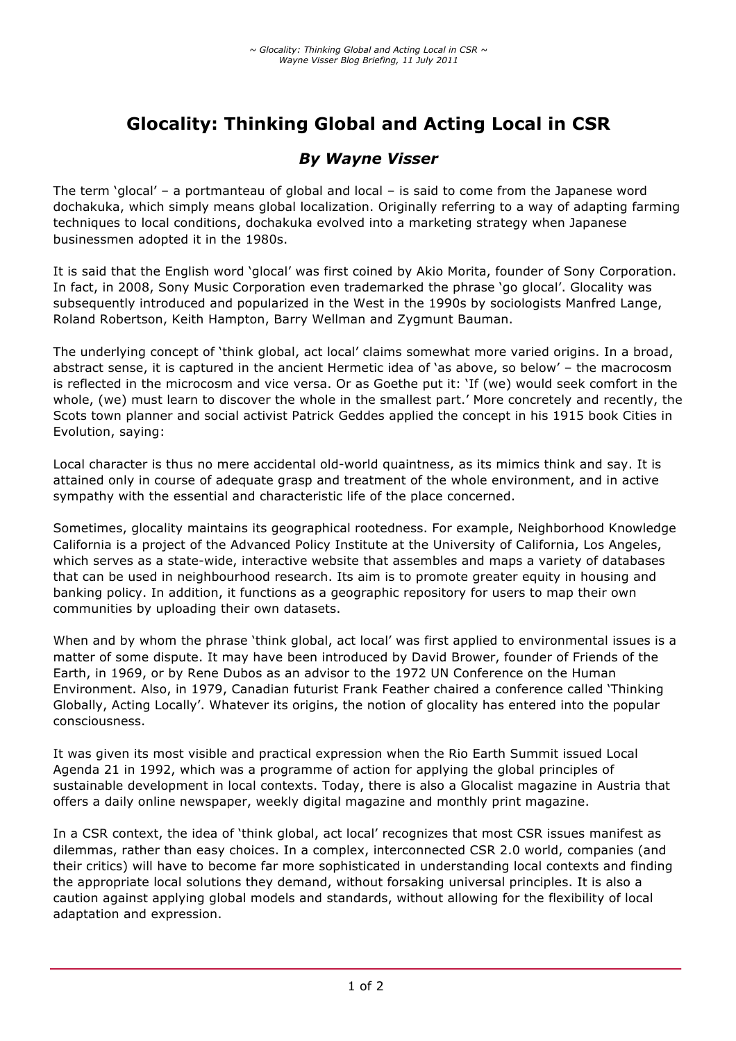# Glocality: Thinking Global and Acting Local in CSR

## *By Wayne Visser*

The term 'glocal' – a portmanteau of global and local – is said to come from the Japanese word dochakuka, which simply means global localization. Originally referring to a way of adapting farming techniques to local conditions, dochakuka evolved into a marketing strategy when Japanese businessmen adopted it in the 1980s.

It is said that the English word 'glocal' was first coined by Akio Morita, founder of Sony Corporation. In fact, in 2008, Sony Music Corporation even trademarked the phrase 'go glocal'. Glocality was subsequently introduced and popularized in the West in the 1990s by sociologists Manfred Lange, Roland Robertson, Keith Hampton, Barry Wellman and Zygmunt Bauman.

The underlying concept of 'think global, act local' claims somewhat more varied origins. In a broad, abstract sense, it is captured in the ancient Hermetic idea of 'as above, so below' – the macrocosm is reflected in the microcosm and vice versa. Or as Goethe put it: 'If (we) would seek comfort in the whole, (we) must learn to discover the whole in the smallest part.' More concretely and recently, the Scots town planner and social activist Patrick Geddes applied the concept in his 1915 book Cities in Evolution, saying:

Local character is thus no mere accidental old-world quaintness, as its mimics think and say. It is attained only in course of adequate grasp and treatment of the whole environment, and in active sympathy with the essential and characteristic life of the place concerned.

Sometimes, glocality maintains its geographical rootedness. For example, Neighborhood Knowledge California is a project of the Advanced Policy Institute at the University of California, Los Angeles, which serves as a state-wide, interactive website that assembles and maps a variety of databases that can be used in neighbourhood research. Its aim is to promote greater equity in housing and banking policy. In addition, it functions as a geographic repository for users to map their own communities by uploading their own datasets.

When and by whom the phrase 'think global, act local' was first applied to environmental issues is a matter of some dispute. It may have been introduced by David Brower, founder of Friends of the Earth, in 1969, or by Rene Dubos as an advisor to the 1972 UN Conference on the Human Environment. Also, in 1979, Canadian futurist Frank Feather chaired a conference called 'Thinking Globally, Acting Locally'. Whatever its origins, the notion of glocality has entered into the popular consciousness.

It was given its most visible and practical expression when the Rio Earth Summit issued Local Agenda 21 in 1992, which was a programme of action for applying the global principles of sustainable development in local contexts. Today, there is also a Glocalist magazine in Austria that offers a daily online newspaper, weekly digital magazine and monthly print magazine.

In a CSR context, the idea of 'think global, act local' recognizes that most CSR issues manifest as dilemmas, rather than easy choices. In a complex, interconnected CSR 2.0 world, companies (and their critics) will have to become far more sophisticated in understanding local contexts and finding the appropriate local solutions they demand, without forsaking universal principles. It is also a caution against applying global models and standards, without allowing for the flexibility of local adaptation and expression.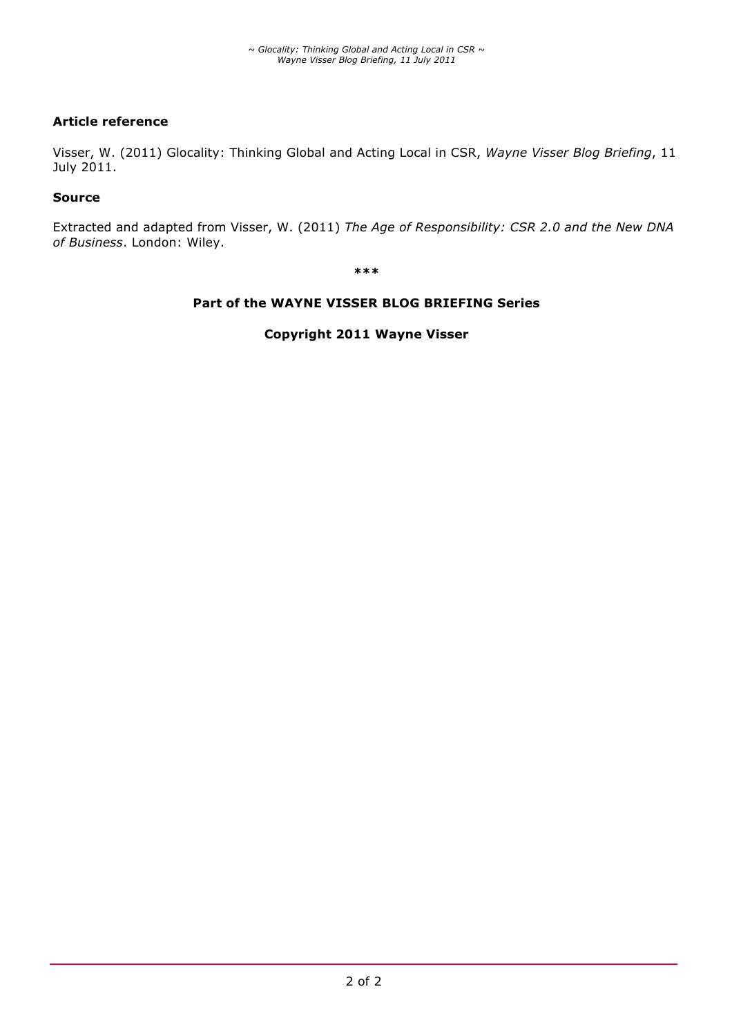### Article reference

Visser, W. (2011) Glocality: Thinking Global and Acting Local in CSR, *Wayne Visser Blog Briefing*, 11 July 2011.

### Source

Extracted and adapted from Visser, W. (2011) *The Age of Responsibility: CSR 2.0 and the New DNA of Business*. London: Wiley.

***

**Part of the WAYNE VISSER BLOG BRIEFING Series**

**Copyright 2011 Wayne Visser**